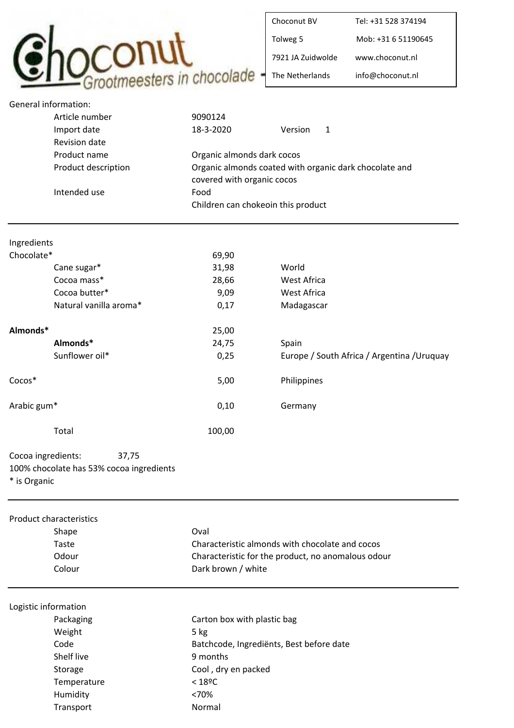# Choconut
Grootmeesters in chocolade

| | |
|---|---|
| Choconut BV | Tel: +31 528 374194 |
| Tolweg 5 | Mob: +31 6 51190645 |
| 7921 JA Zuidwolde | www.choconut.nl |
| The Netherlands | info@choconut.nl |

## General information:

| | | |
|---|---|---|
| Article number | 9090124 | |
| Import date | 18-3-2020 | Version 1 |
| Revision date | | |
| Product name | Organic almonds dark cocos | |
| Product description | Organic almonds coated with organic dark chocolate and covered with organic cocos | |
| Intended use | Food | |
| | Children can chokeoin this product | |

---

## Ingredients

| Ingredient | % | Origin |
|---|---|---|
| Chocolate* | 69,90 | |
| Cane sugar* | 31,98 | World |
| Cocoa mass* | 28,66 | West Africa |
| Cocoa butter* | 9,09 | West Africa |
| Natural vanilla aroma* | 0,17 | Madagascar |
| **Almonds*** | 25,00 | |
| **Almonds*** | 24,75 | Spain |
| Sunflower oil* | 0,25 | Europe / South Africa / Argentina /Uruquay |
| Cocos* | 5,00 | Philippines |
| Arabic gum* | 0,10 | Germany |
| Total | 100,00 | |

Cocoa ingredients: 37,75

100% chocolate has 53% cocoa ingredients

\* is Organic

---

## Product characteristics

| | |
|---|---|
| Shape | Oval |
| Taste | Characteristic almonds with chocolate and cocos |
| Odour | Characteristic for the product, no anomalous odour |
| Colour | Dark brown / white |

---

## Logistic information

| | |
|---|---|
| Packaging | Carton box with plastic bag |
| Weight | 5 kg |
| Code | Batchcode, Ingrediënts, Best before date |
| Shelf live | 9 months |
| Storage | Cool , dry en packed |
| Temperature | < 18ºC |
| Humidity | <70% |
| Transport | Normal |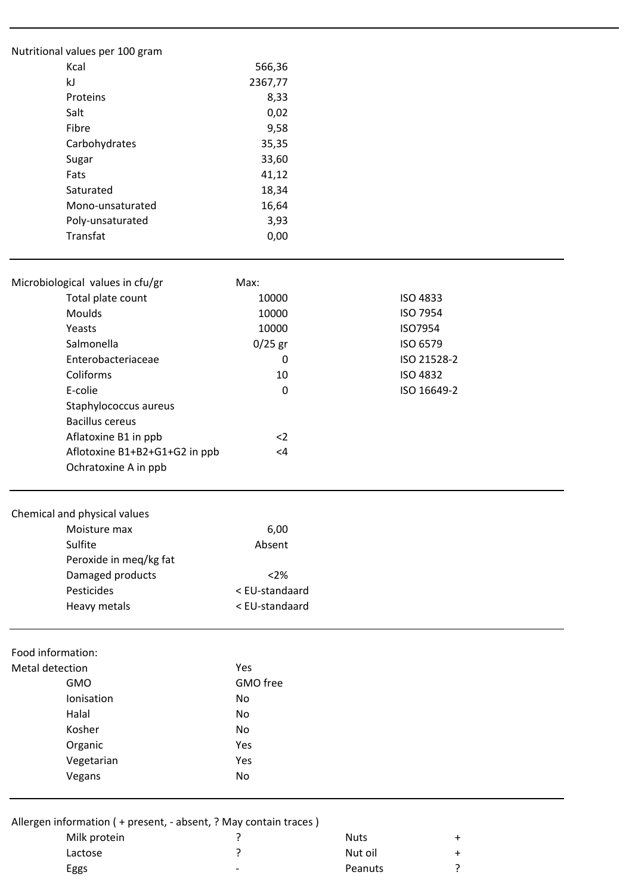## Nutritional values per 100 gram

| | |
|---|---|
| Kcal | 566,36 |
| kJ | 2367,77 |
| Proteins | 8,33 |
| Salt | 0,02 |
| Fibre | 9,58 |
| Carbohydrates | 35,35 |
| Sugar | 33,60 |
| Fats | 41,12 |
| Saturated | 18,34 |
| Mono-unsaturated | 16,64 |
| Poly-unsaturated | 3,93 |
| Transfat | 0,00 |

---

## Microbiological values in cfu/gr

| | Max: | |
|---|---|---|
| Total plate count | 10000 | ISO 4833 |
| Moulds | 10000 | ISO 7954 |
| Yeasts | 10000 | ISO7954 |
| Salmonella | 0/25 gr | ISO 6579 |
| Enterobacteriaceae | 0 | ISO 21528-2 |
| Coliforms | 10 | ISO 4832 |
| E-colie | 0 | ISO 16649-2 |
| Staphylococcus aureus | | |
| Bacillus cereus | | |
| Aflatoxine B1 in ppb | <2 | |
| Aflotoxine B1+B2+G1+G2 in ppb | <4 | |
| Ochratoxine A in ppb | | |

---

## Chemical and physical values

| | |
|---|---|
| Moisture max | 6,00 |
| Sulfite | Absent |
| Peroxide in meq/kg fat | |
| Damaged products | <2% |
| Pesticides | < EU-standaard |
| Heavy metals | < EU-standaard |

---

## Food information:

| | |
|---|---|
| Metal detection | Yes |
| GMO | GMO free |
| Ionisation | No |
| Halal | No |
| Kosher | No |
| Organic | Yes |
| Vegetarian | Yes |
| Vegans | No |

---

## Allergen information ( + present, - absent, ? May contain traces )

| | | | |
|---|---|---|---|
| Milk protein | ? | Nuts | + |
| Lactose | ? | Nut oil | + |
| Eggs | - | Peanuts | ? |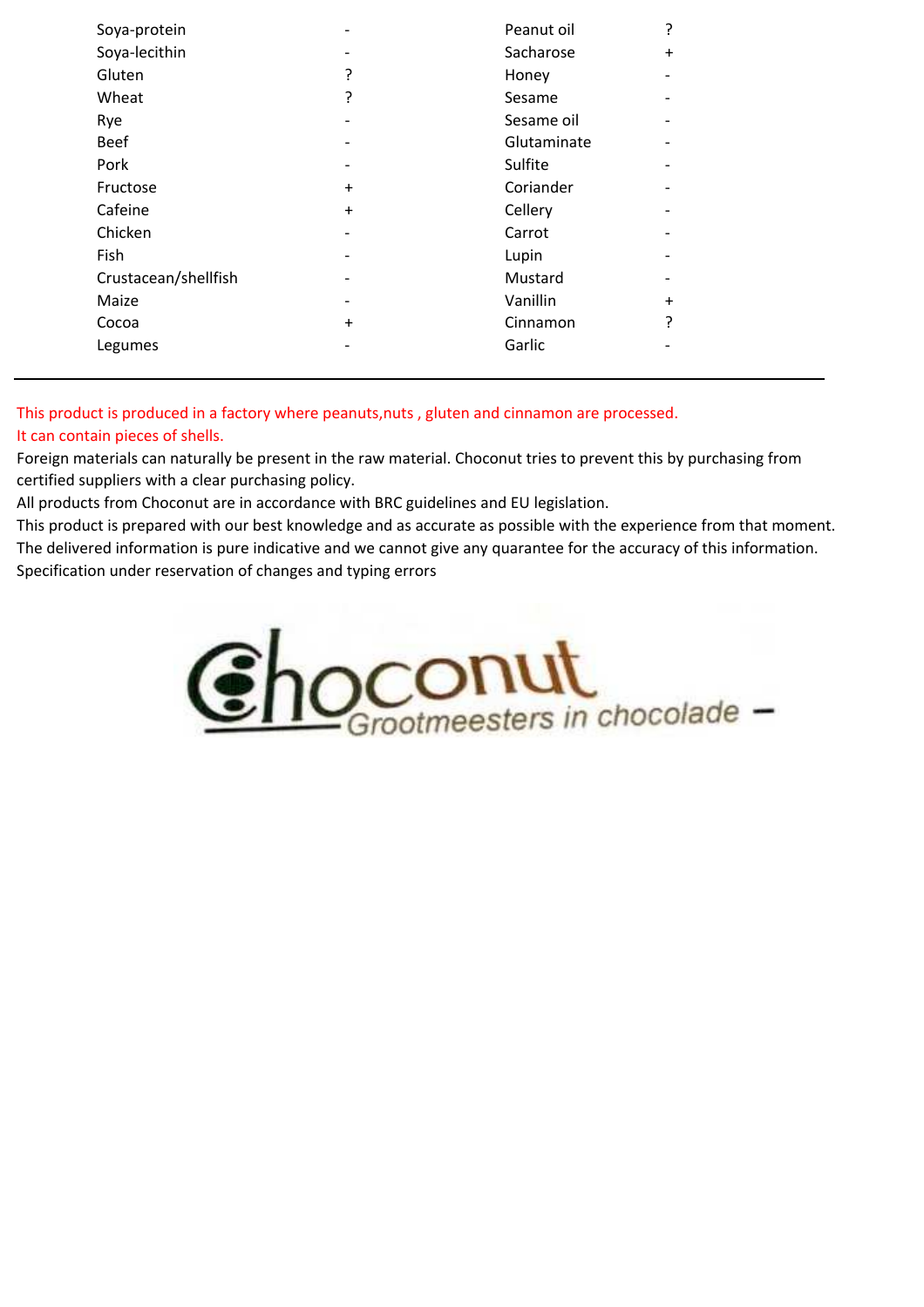| | | | |
|---|---|---|---|
| Soya-protein | - | Peanut oil | ? |
| Soya-lecithin | - | Sacharose | + |
| Gluten | ? | Honey | - |
| Wheat | ? | Sesame | - |
| Rye | - | Sesame oil | - |
| Beef | - | Glutaminate | - |
| Pork | - | Sulfite | - |
| Fructose | + | Coriander | - |
| Cafeine | + | Cellery | - |
| Chicken | - | Carrot | - |
| Fish | - | Lupin | - |
| Crustacean/shellfish | - | Mustard | - |
| Maize | - | Vanillin | + |
| Cocoa | + | Cinnamon | ? |
| Legumes | - | Garlic | - |

This product is produced in a factory where peanuts,nuts , gluten and cinnamon are processed.
It can contain pieces of shells.
Foreign materials can naturally be present in the raw material. Choconut tries to prevent this by purchasing from certified suppliers with a clear purchasing policy.
All products from Choconut are in accordance with BRC guidelines and EU legislation.
This product is prepared with our best knowledge and as accurate as possible with the experience from that moment.
The delivered information is pure indicative and we cannot give any quarantee for the accuracy of this information.
Specification under reservation of changes and typing errors

Choconut
Grootmeesters in chocolade